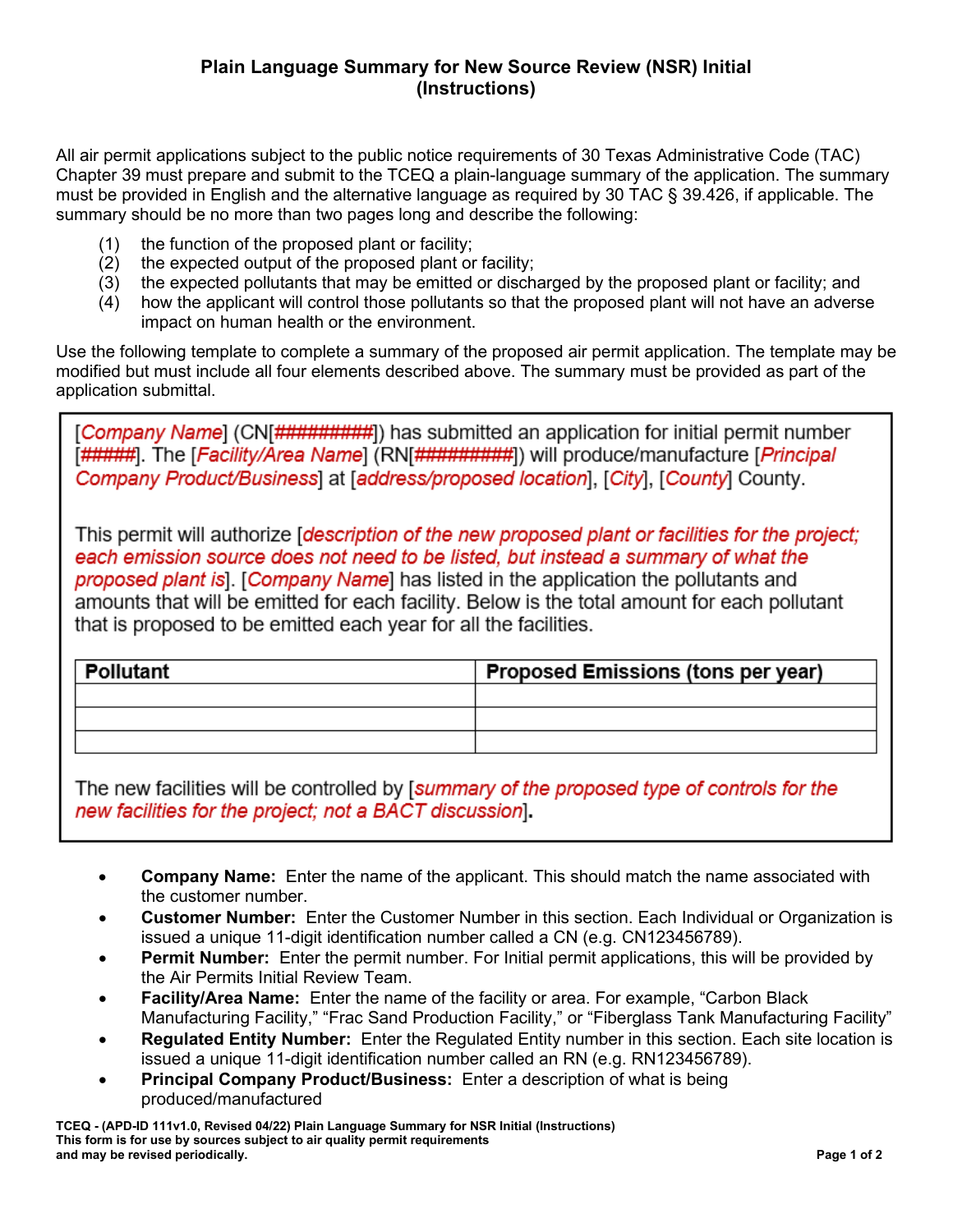# Plain Language Summary for New Source Review (NSR) Initial (Instructions)

All air permit applications subject to the public notice requirements of 30 Texas Administrative Code (TAC) Chapter 39 must prepare and submit to the TCEQ a plain-language summary of the application. The summary must be provided in English and the alternative language as required by 30 TAC § 39.426, if applicable. The summary should be no more than two pages long and describe the following:

(1) the function of the proposed plant or facility;
(2) the expected output of the proposed plant or facility;
(3) the expected pollutants that may be emitted or discharged by the proposed plant or facility; and
(4) how the applicant will control those pollutants so that the proposed plant will not have an adverse impact on human health or the environment.

Use the following template to complete a summary of the proposed air permit application. The template may be modified but must include all four elements described above. The summary must be provided as part of the application submittal.

> [*Company Name*] (CN[*#########*]) has submitted an application for initial permit number [*#####*]. The [*Facility/Area Name*] (RN[*#########*]) will produce/manufacture [*Principal Company Product/Business*] at [*address/proposed location*], [*City*], [*County*] County.
>
> This permit will authorize [*description of the new proposed plant or facilities for the project; each emission source does not need to be listed, but instead a summary of what the proposed plant is*]. [*Company Name*] has listed in the application the pollutants and amounts that will be emitted for each facility. Below is the total amount for each pollutant that is proposed to be emitted each year for all the facilities.
>
> | Pollutant | Proposed Emissions (tons per year) |
> |---|---|
> | | |
> | | |
> | | |
>
> The new facilities will be controlled by [*summary of the proposed type of controls for the new facilities for the project; not a BACT discussion*].

- **Company Name:** Enter the name of the applicant. This should match the name associated with the customer number.
- **Customer Number:** Enter the Customer Number in this section. Each Individual or Organization is issued a unique 11-digit identification number called a CN (e.g. CN123456789).
- **Permit Number:** Enter the permit number. For Initial permit applications, this will be provided by the Air Permits Initial Review Team.
- **Facility/Area Name:** Enter the name of the facility or area. For example, “Carbon Black Manufacturing Facility,” “Frac Sand Production Facility,” or “Fiberglass Tank Manufacturing Facility”
- **Regulated Entity Number:** Enter the Regulated Entity number in this section. Each site location is issued a unique 11-digit identification number called an RN (e.g. RN123456789).
- **Principal Company Product/Business:** Enter a description of what is being produced/manufactured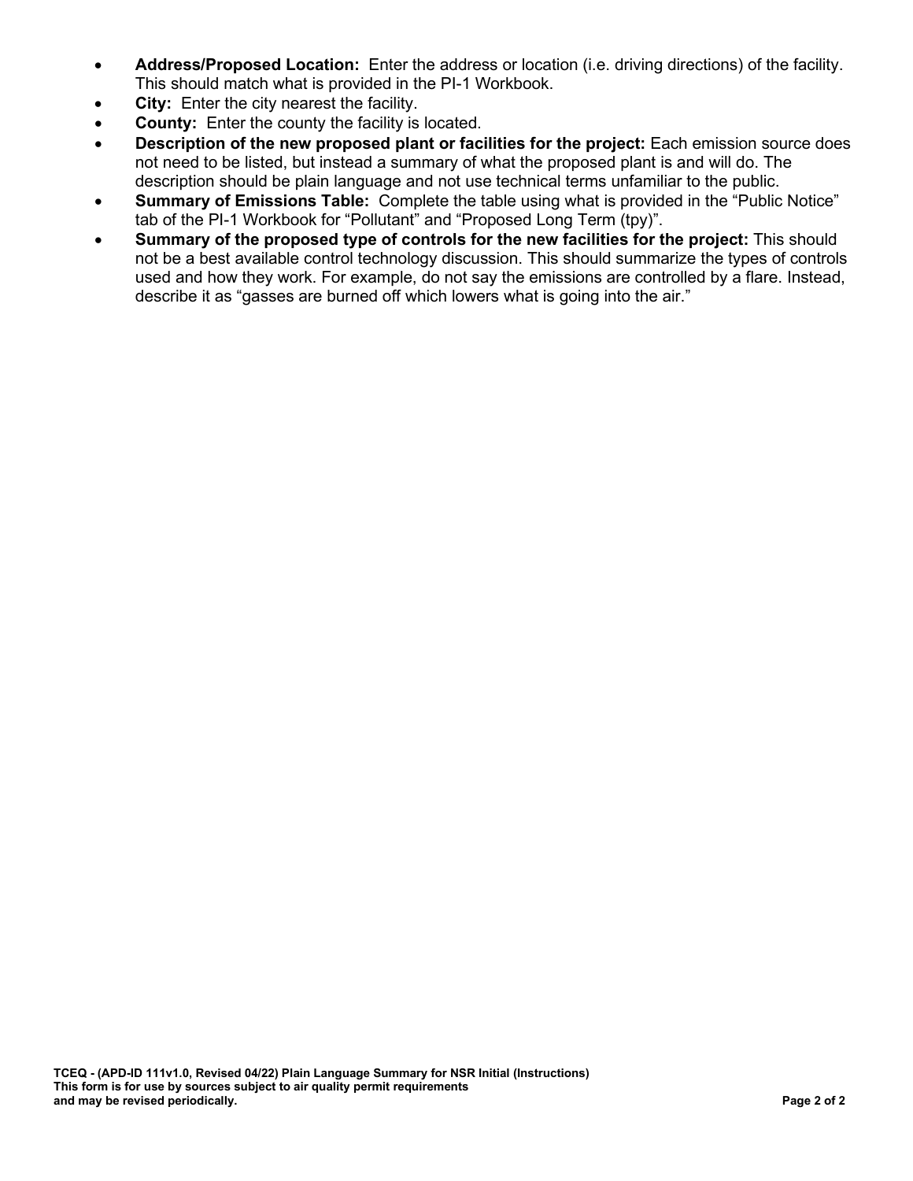- **Address/Proposed Location:** Enter the address or location (i.e. driving directions) of the facility. This should match what is provided in the PI-1 Workbook.
- **City:** Enter the city nearest the facility.
- **County:** Enter the county the facility is located.
- **Description of the new proposed plant or facilities for the project:** Each emission source does not need to be listed, but instead a summary of what the proposed plant is and will do. The description should be plain language and not use technical terms unfamiliar to the public.
- **Summary of Emissions Table:** Complete the table using what is provided in the "Public Notice" tab of the PI-1 Workbook for "Pollutant" and "Proposed Long Term (tpy)".
- **Summary of the proposed type of controls for the new facilities for the project:** This should not be a best available control technology discussion. This should summarize the types of controls used and how they work. For example, do not say the emissions are controlled by a flare. Instead, describe it as "gasses are burned off which lowers what is going into the air."